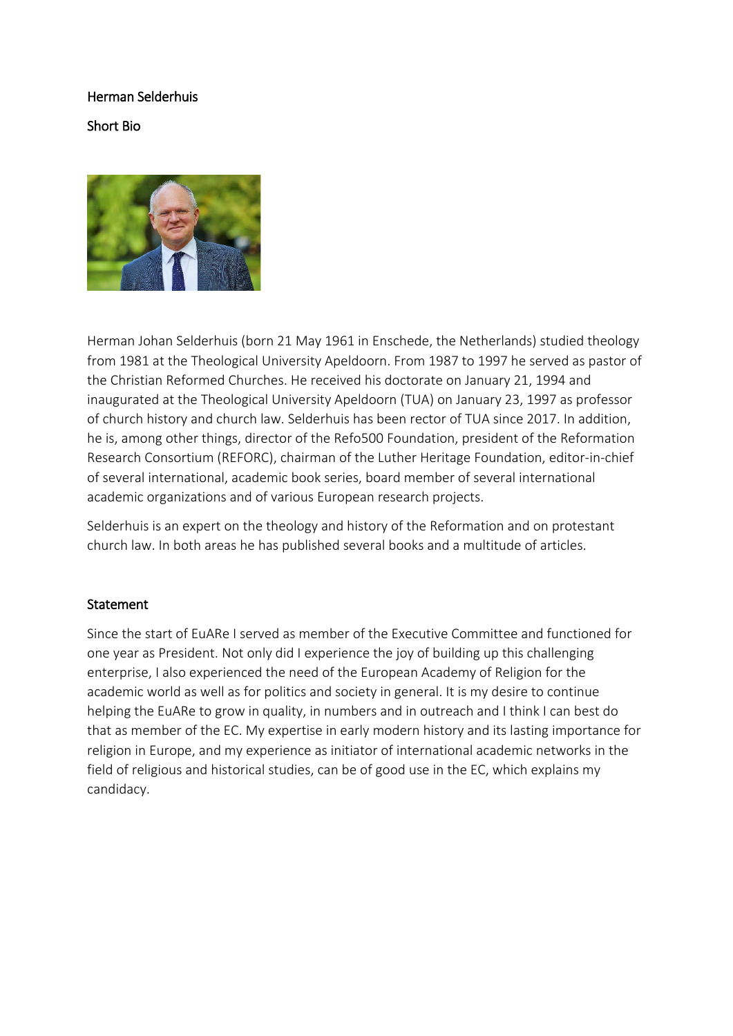Herman Selderhuis

Short Bio

Herman Johan Selderhuis (born 21 May 1961 in Enschede, the Netherlands) studied theology from 1981 at the Theological University Apeldoorn. From 1987 to 1997 he served as pastor of the Christian Reformed Churches. He received his doctorate on January 21, 1994 and inaugurated at the Theological University Apeldoorn (TUA) on January 23, 1997 as professor of church history and church law. Selderhuis has been rector of TUA since 2017. In addition, he is, among other things, director of the Refo500 Foundation, president of the Reformation Research Consortium (REFORC), chairman of the Luther Heritage Foundation, editor-in-chief of several international, academic book series, board member of several international academic organizations and of various European research projects.

Selderhuis is an expert on the theology and history of the Reformation and on protestant church law. In both areas he has published several books and a multitude of articles.

## Statement

Since the start of EuARe I served as member of the Executive Committee and functioned for one year as President. Not only did I experience the joy of building up this challenging enterprise, I also experienced the need of the European Academy of Religion for the academic world as well as for politics and society in general. It is my desire to continue helping the EuARe to grow in quality, in numbers and in outreach and I think I can best do that as member of the EC. My expertise in early modern history and its lasting importance for religion in Europe, and my experience as initiator of international academic networks in the field of religious and historical studies, can be of good use in the EC, which explains my candidacy.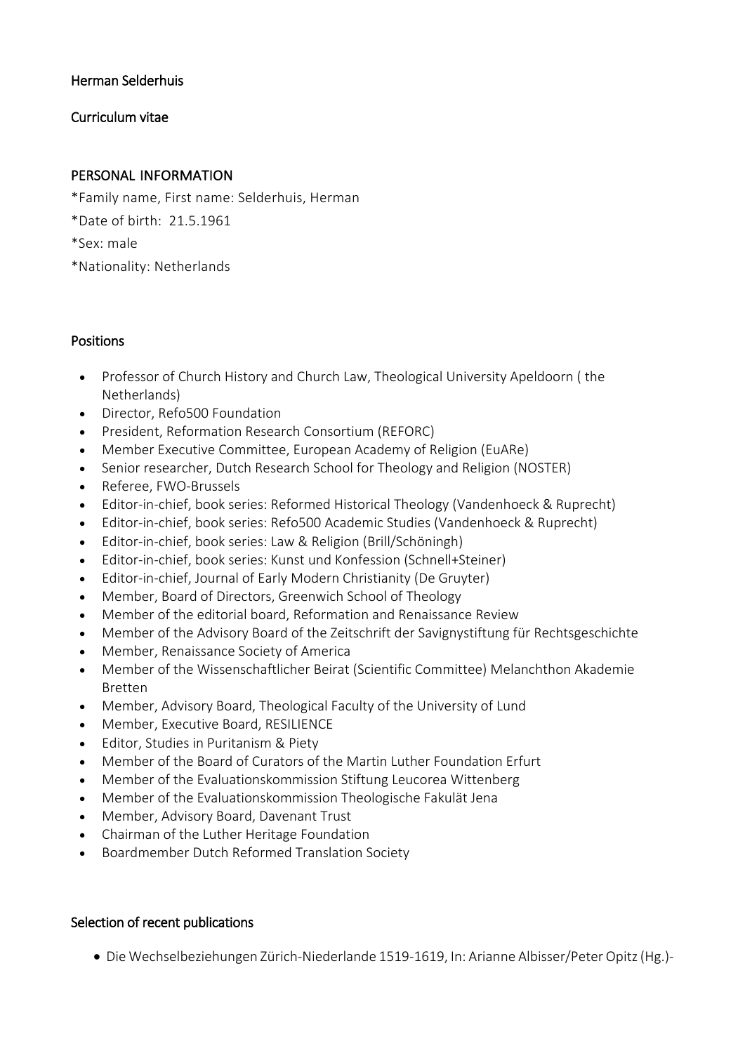Herman Selderhuis

Curriculum vitae

## PERSONAL INFORMATION

*Family name, First name: Selderhuis, Herman

*Date of birth: 21.5.1961

*Sex: male

*Nationality: Netherlands

## Positions

- Professor of Church History and Church Law, Theological University Apeldoorn ( the Netherlands)
- Director, Refo500 Foundation
- President, Reformation Research Consortium (REFORC)
- Member Executive Committee, European Academy of Religion (EuARe)
- Senior researcher, Dutch Research School for Theology and Religion (NOSTER)
- Referee, FWO-Brussels
- Editor-in-chief, book series: Reformed Historical Theology (Vandenhoeck & Ruprecht)
- Editor-in-chief, book series: Refo500 Academic Studies (Vandenhoeck & Ruprecht)
- Editor-in-chief, book series: Law & Religion (Brill/Schöningh)
- Editor-in-chief, book series: Kunst und Konfession (Schnell+Steiner)
- Editor-in-chief, Journal of Early Modern Christianity (De Gruyter)
- Member, Board of Directors, Greenwich School of Theology
- Member of the editorial board, Reformation and Renaissance Review
- Member of the Advisory Board of the Zeitschrift der Savignystiftung für Rechtsgeschichte
- Member, Renaissance Society of America
- Member of the Wissenschaftlicher Beirat (Scientific Committee) Melanchthon Akademie Bretten
- Member, Advisory Board, Theological Faculty of the University of Lund
- Member, Executive Board, RESILIENCE
- Editor, Studies in Puritanism & Piety
- Member of the Board of Curators of the Martin Luther Foundation Erfurt
- Member of the Evaluationskommission Stiftung Leucorea Wittenberg
- Member of the Evaluationskommission Theologische Fakulät Jena
- Member, Advisory Board, Davenant Trust
- Chairman of the Luther Heritage Foundation
- Boardmember Dutch Reformed Translation Society

## Selection of recent publications

- Die Wechselbeziehungen Zürich-Niederlande 1519-1619, In: Arianne Albisser/Peter Opitz (Hg.)-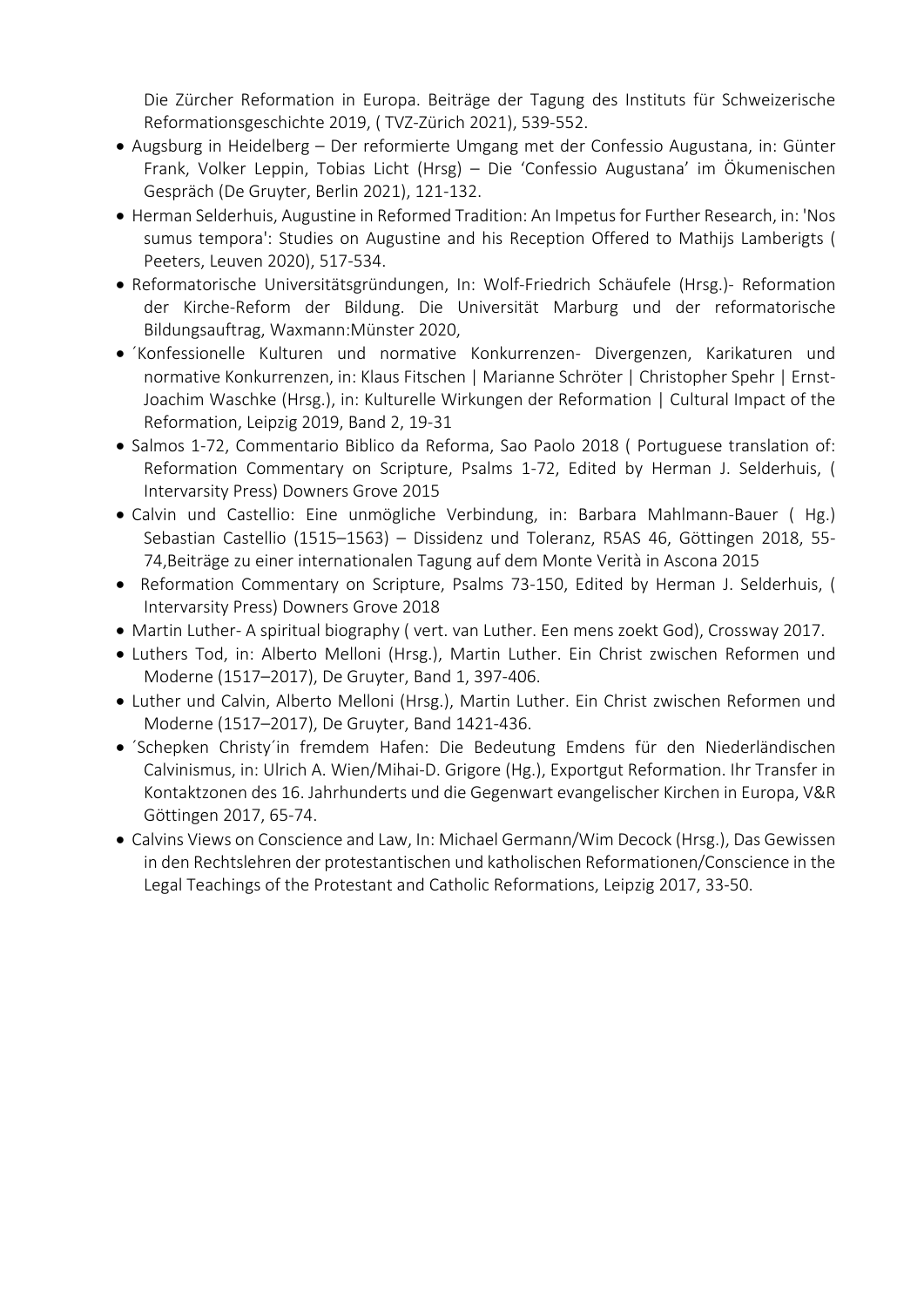Die Zürcher Reformation in Europa. Beiträge der Tagung des Instituts für Schweizerische Reformationsgeschichte 2019, ( TVZ-Zürich 2021), 539-552.

- Augsburg in Heidelberg – Der reformierte Umgang met der Confessio Augustana, in: Günter Frank, Volker Leppin, Tobias Licht (Hrsg) – Die 'Confessio Augustana' im Ökumenischen Gespräch (De Gruyter, Berlin 2021), 121-132.
- Herman Selderhuis, Augustine in Reformed Tradition: An Impetus for Further Research, in: 'Nos sumus tempora': Studies on Augustine and his Reception Offered to Mathijs Lamberigts ( Peeters, Leuven 2020), 517-534.
- Reformatorische Universitätsgründungen, In: Wolf-Friedrich Schäufele (Hrsg.)- Reformation der Kirche-Reform der Bildung. Die Universität Marburg und der reformatorische Bildungsauftrag, Waxmann:Münster 2020,
- ´Konfessionelle Kulturen und normative Konkurrenzen- Divergenzen, Karikaturen und normative Konkurrenzen, in: Klaus Fitschen | Marianne Schröter | Christopher Spehr | Ernst-Joachim Waschke (Hrsg.), in: Kulturelle Wirkungen der Reformation | Cultural Impact of the Reformation, Leipzig 2019, Band 2, 19-31
- Salmos 1-72, Commentario Biblico da Reforma, Sao Paolo 2018 ( Portuguese translation of: Reformation Commentary on Scripture, Psalms 1-72, Edited by Herman J. Selderhuis, ( Intervarsity Press) Downers Grove 2015
- Calvin und Castellio: Eine unmögliche Verbindung, in: Barbara Mahlmann-Bauer ( Hg.) Sebastian Castellio (1515–1563) – Dissidenz und Toleranz, R5AS 46, Göttingen 2018, 55-74,Beiträge zu einer internationalen Tagung auf dem Monte Verità in Ascona 2015
- Reformation Commentary on Scripture, Psalms 73-150, Edited by Herman J. Selderhuis, ( Intervarsity Press) Downers Grove 2018
- Martin Luther- A spiritual biography ( vert. van Luther. Een mens zoekt God), Crossway 2017.
- Luthers Tod, in: Alberto Melloni (Hrsg.), Martin Luther. Ein Christ zwischen Reformen und Moderne (1517–2017), De Gruyter, Band 1, 397-406.
- Luther und Calvin, Alberto Melloni (Hrsg.), Martin Luther. Ein Christ zwischen Reformen und Moderne (1517–2017), De Gruyter, Band 1421-436.
- ´Schepken Christy´in fremdem Hafen: Die Bedeutung Emdens für den Niederländischen Calvinismus, in: Ulrich A. Wien/Mihai-D. Grigore (Hg.), Exportgut Reformation. Ihr Transfer in Kontaktzonen des 16. Jahrhunderts und die Gegenwart evangelischer Kirchen in Europa, V&R Göttingen 2017, 65-74.
- Calvins Views on Conscience and Law, In: Michael Germann/Wim Decock (Hrsg.), Das Gewissen in den Rechtslehren der protestantischen und katholischen Reformationen/Conscience in the Legal Teachings of the Protestant and Catholic Reformations, Leipzig 2017, 33-50.